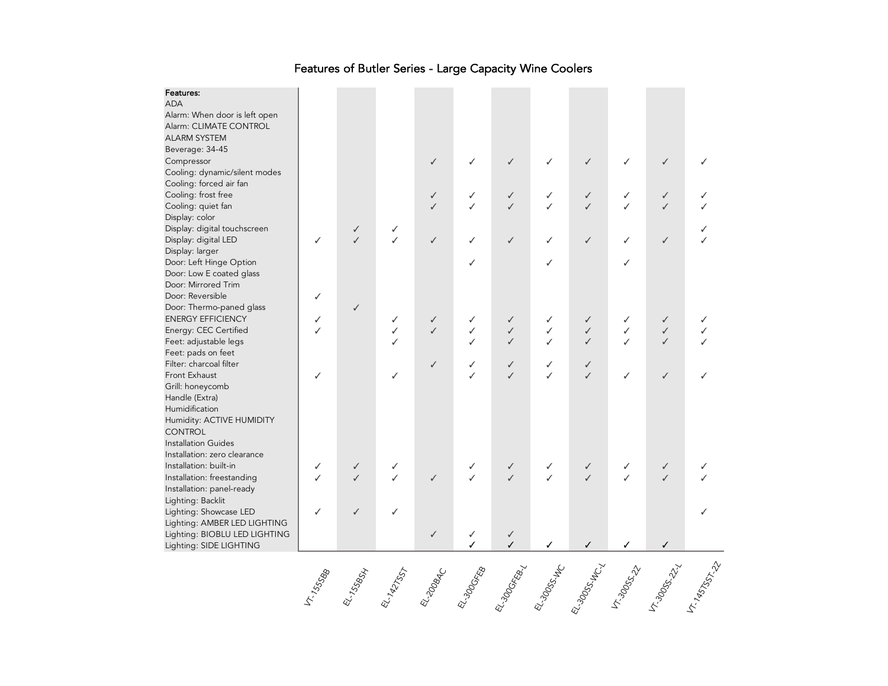# Features of Butler Series - Large Capacity Wine Coolers

| Features: | VT-155SBB | EL-155BSH | EL-142TSST | EL-200BAC | EL-300GFEB | EL-300GFEB-L | EL-300SS-WC | EL-300SS-WC-L | VT-300SS-2Z | VT-300SS-2Z-L | VT-145TSST-2Z |
|---|---|---|---|---|---|---|---|---|---|---|---|
| ADA | | | | | | | | | | | |
| Alarm: When door is left open | | | | | | | | | | | |
| Alarm: CLIMATE CONTROL ALARM SYSTEM | | | | | | | | | | | |
| Beverage: 34-45 | | | | | | | | | | | |
| Compressor | | | | ✓ | ✓ | ✓ | ✓ | ✓ | ✓ | ✓ | ✓ |
| Cooling: dynamic/silent modes | | | | | | | | | | | |
| Cooling: forced air fan | | | | | | | | | | | |
| Cooling: frost free | | | | ✓ | ✓ | ✓ | ✓ | ✓ | ✓ | ✓ | ✓ |
| Cooling: quiet fan | | | | ✓ | ✓ | ✓ | ✓ | ✓ | ✓ | ✓ | ✓ |
| Display: color | | | | | | | | | | | |
| Display: digital touchscreen | | ✓ | ✓ | | | | | | | | ✓ |
| Display: digital LED | ✓ | ✓ | ✓ | ✓ | ✓ | ✓ | ✓ | ✓ | ✓ | ✓ | ✓ |
| Display: larger | | | | | | | | | | | |
| Door: Left Hinge Option | | | | | ✓ | | ✓ | | ✓ | | |
| Door: Low E coated glass | | | | | | | | | | | |
| Door: Mirrored Trim | | | | | | | | | | | |
| Door: Reversible | ✓ | | | | | | | | | | |
| Door: Thermo-paned glass | | ✓ | | | | | | | | | |
| ENERGY EFFICIENCY | ✓ | | ✓ | ✓ | ✓ | ✓ | ✓ | ✓ | ✓ | ✓ | ✓ |
| Energy: CEC Certified | ✓ | | ✓ | ✓ | ✓ | ✓ | ✓ | ✓ | ✓ | ✓ | ✓ |
| Feet: adjustable legs | | | ✓ | | ✓ | ✓ | ✓ | ✓ | ✓ | ✓ | ✓ |
| Feet: pads on feet | | | | | | | | | | | |
| Filter: charcoal filter | | | | ✓ | ✓ | ✓ | ✓ | ✓ | | | |
| Front Exhaust | ✓ | | ✓ | | ✓ | ✓ | ✓ | ✓ | ✓ | ✓ | ✓ |
| Grill: honeycomb | | | | | | | | | | | |
| Handle (Extra) | | | | | | | | | | | |
| Humidification | | | | | | | | | | | |
| Humidity: ACTIVE HUMIDITY CONTROL | | | | | | | | | | | |
| Installation Guides | | | | | | | | | | | |
| Installation: zero clearance | | | | | | | | | | | |
| Installation: built-in | ✓ | ✓ | ✓ | | ✓ | ✓ | ✓ | ✓ | ✓ | ✓ | ✓ |
| Installation: freestanding | ✓ | ✓ | ✓ | ✓ | ✓ | ✓ | ✓ | ✓ | ✓ | ✓ | ✓ |
| Installation: panel-ready | | | | | | | | | | | |
| Lighting: Backlit | | | | | | | | | | | |
| Lighting: Showcase LED | ✓ | ✓ | ✓ | | | | | | | | ✓ |
| Lighting: AMBER LED LIGHTING | | | | | | | | | | | |
| Lighting: BIOBLU LED LIGHTING | | | | ✓ | ✓ | ✓ | | | | | |
| Lighting: SIDE LIGHTING | | | | | ✓ | ✓ | ✓ | ✓ | ✓ | ✓ | |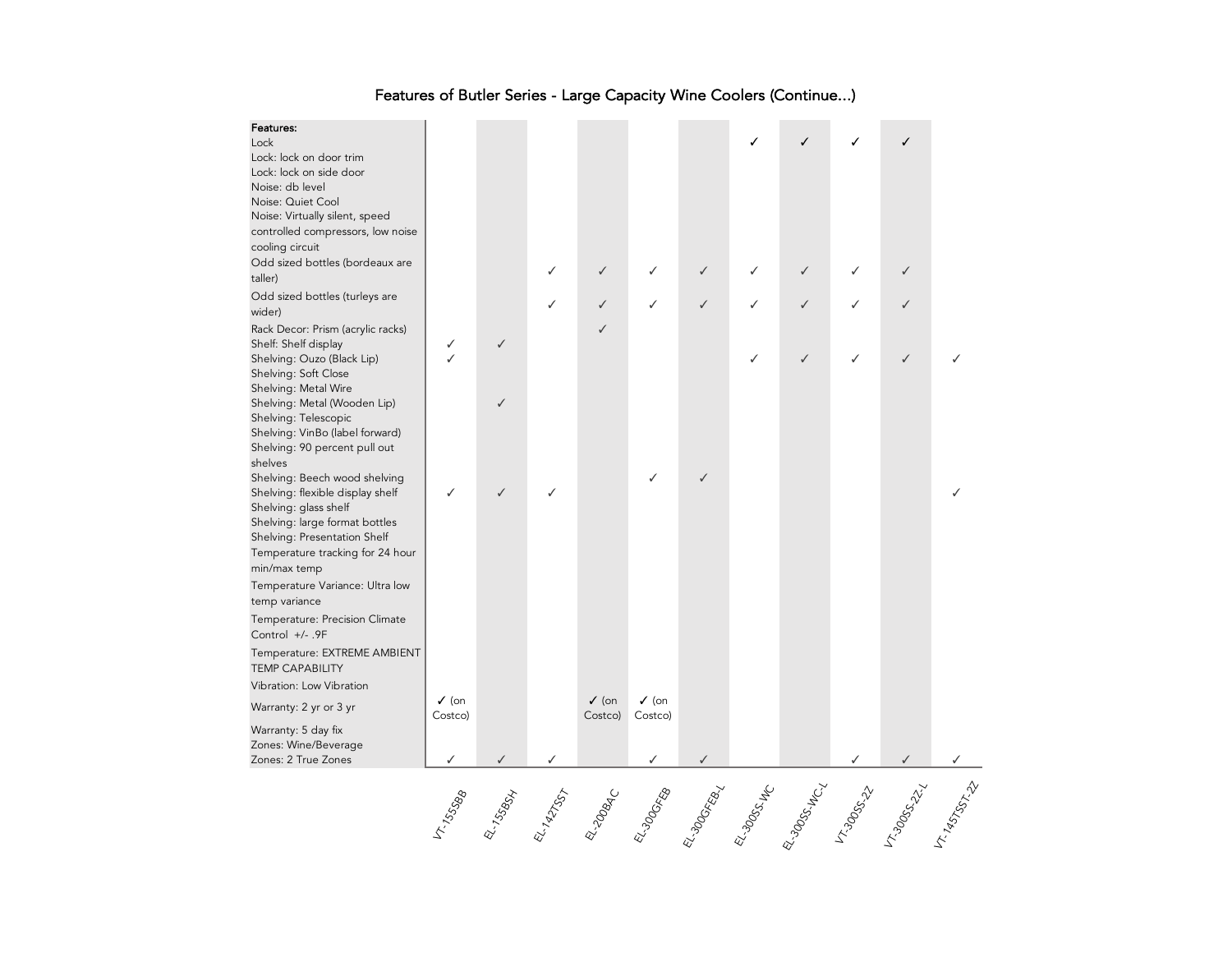# Features of Butler Series - Large Capacity Wine Coolers (Continue...)

| Features: | VT-155SBB | EL-155BSH | EL-142TSST | EL-200BAC | EL-300GFEB | EL-300GFEB-L | EL-300SS-WC | EL-300SS-WC-L | VT-300SS-2Z | VT-300SS-2Z-L | VT-145TSST-2Z |
|---|---|---|---|---|---|---|---|---|---|---|---|
| Lock | | | | | | | ✓ | ✓ | ✓ | ✓ | |
| Lock: lock on door trim | | | | | | | | | | | |
| Lock: lock on side door | | | | | | | | | | | |
| Noise: db level | | | | | | | | | | | |
| Noise: Quiet Cool | | | | | | | | | | | |
| Noise: Virtually silent, speed controlled compressors, low noise cooling circuit | | | | | | | | | | | |
| Odd sized bottles (bordeaux are taller) | | | ✓ | ✓ | ✓ | ✓ | ✓ | ✓ | ✓ | ✓ | |
| Odd sized bottles (turleys are wider) | | | ✓ | ✓ | ✓ | ✓ | ✓ | ✓ | ✓ | ✓ | |
| Rack Decor: Prism (acrylic racks) | | | | ✓ | | | | | | | |
| Shelf: Shelf display | ✓ | ✓ | | | | | | | | | |
| Shelving: Ouzo (Black Lip) | ✓ | | | | | | ✓ | ✓ | ✓ | ✓ | ✓ |
| Shelving: Soft Close | | | | | | | | | | | |
| Shelving: Metal Wire | | | | | | | | | | | |
| Shelving: Metal (Wooden Lip) | | ✓ | | | | | | | | | |
| Shelving: Telescopic | | | | | | | | | | | |
| Shelving: VinBo (label forward) | | | | | | | | | | | |
| Shelving: 90 percent pull out shelves | | | | | | | | | | | |
| Shelving: Beech wood shelving | | | | | ✓ | ✓ | | | | | |
| Shelving: flexible display shelf | ✓ | ✓ | ✓ | | | | | | | | ✓ |
| Shelving: glass shelf | | | | | | | | | | | |
| Shelving: large format bottles | | | | | | | | | | | |
| Shelving: Presentation Shelf | | | | | | | | | | | |
| Temperature tracking for 24 hour min/max temp | | | | | | | | | | | |
| Temperature Variance: Ultra low temp variance | | | | | | | | | | | |
| Temperature: Precision Climate Control +/- .9F | | | | | | | | | | | |
| Temperature: EXTREME AMBIENT TEMP CAPABILITY | | | | | | | | | | | |
| Vibration: Low Vibration | | | | | | | | | | | |
| Warranty: 2 yr or 3 yr | ✓ (on Costco) | | | ✓ (on Costco) | ✓ (on Costco) | | | | | | |
| Warranty: 5 day fix | | | | | | | | | | | |
| Zones: Wine/Beverage | | | | | | | | | | | |
| Zones: 2 True Zones | ✓ | ✓ | ✓ | | ✓ | ✓ | | | ✓ | ✓ | ✓ |